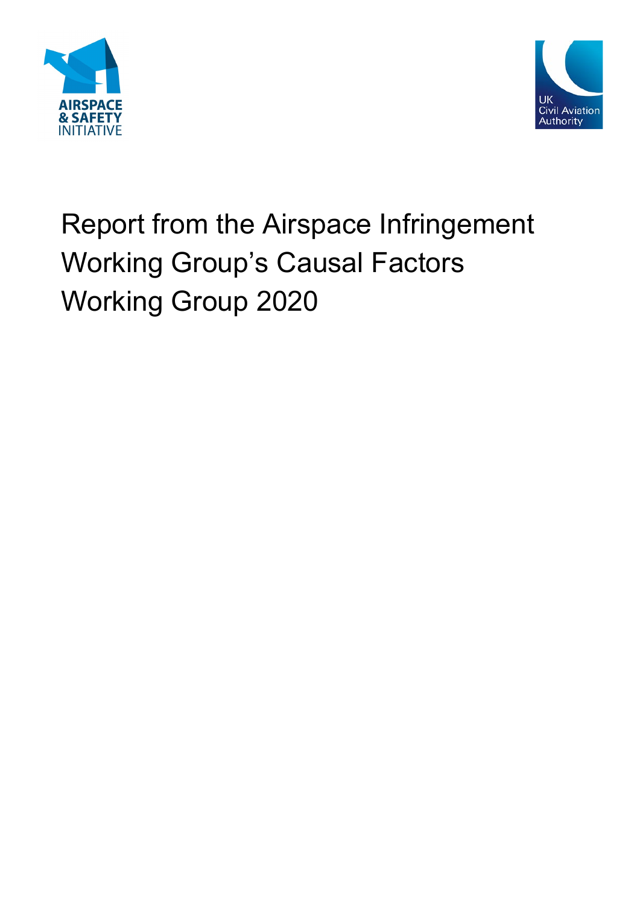# Report from the Airspace Infringement Working Group's Causal Factors Working Group 2020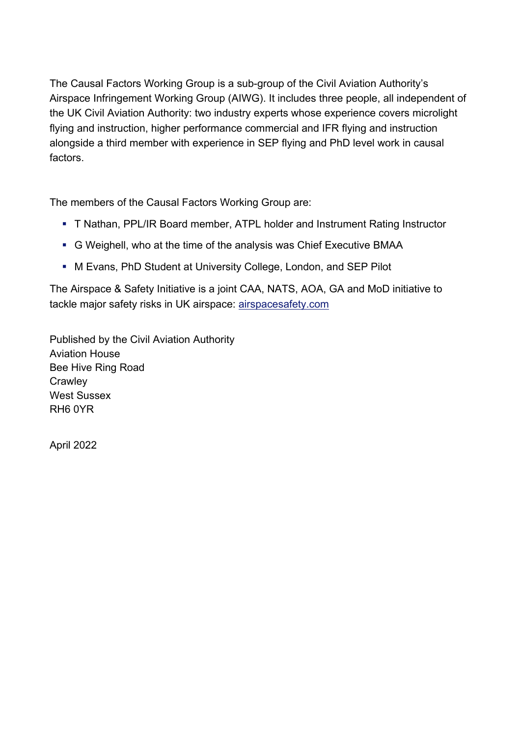The Causal Factors Working Group is a sub-group of the Civil Aviation Authority's Airspace Infringement Working Group (AIWG). It includes three people, all independent of the UK Civil Aviation Authority: two industry experts whose experience covers microlight flying and instruction, higher performance commercial and IFR flying and instruction alongside a third member with experience in SEP flying and PhD level work in causal factors.

The members of the Causal Factors Working Group are:

- T Nathan, PPL/IR Board member, ATPL holder and Instrument Rating Instructor
- G Weighell, who at the time of the analysis was Chief Executive BMAA
- M Evans, PhD Student at University College, London, and SEP Pilot

The Airspace & Safety Initiative is a joint CAA, NATS, AOA, GA and MoD initiative to tackle major safety risks in UK airspace: airspacesafety.com

Published by the Civil Aviation Authority
Aviation House
Bee Hive Ring Road
Crawley
West Sussex
RH6 0YR

April 2022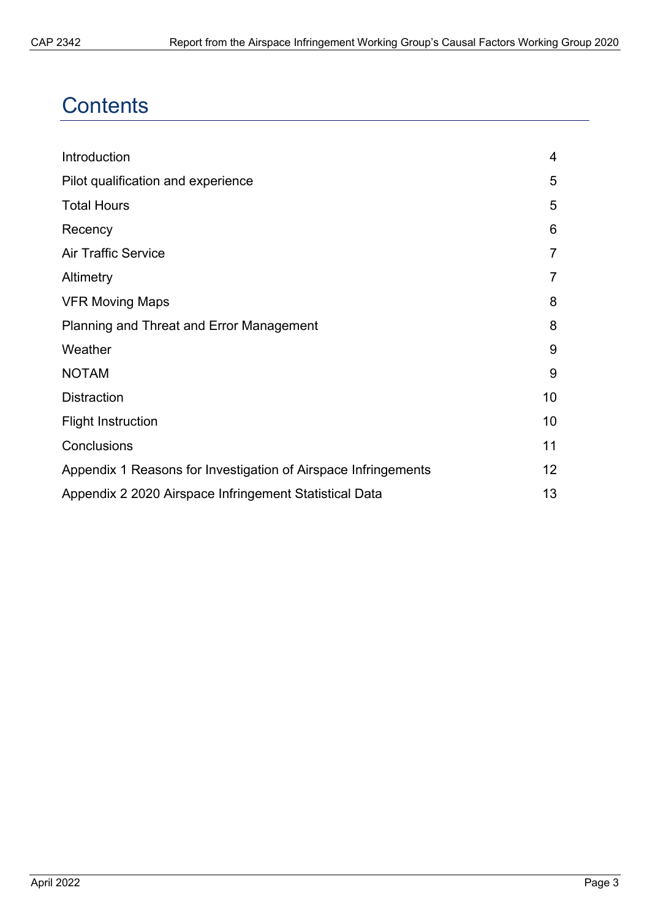# Contents

| | |
|---|---|
| Introduction | 4 |
| Pilot qualification and experience | 5 |
| Total Hours | 5 |
| Recency | 6 |
| Air Traffic Service | 7 |
| Altimetry | 7 |
| VFR Moving Maps | 8 |
| Planning and Threat and Error Management | 8 |
| Weather | 9 |
| NOTAM | 9 |
| Distraction | 10 |
| Flight Instruction | 10 |
| Conclusions | 11 |
| Appendix 1 Reasons for Investigation of Airspace Infringements | 12 |
| Appendix 2 2020 Airspace Infringement Statistical Data | 13 |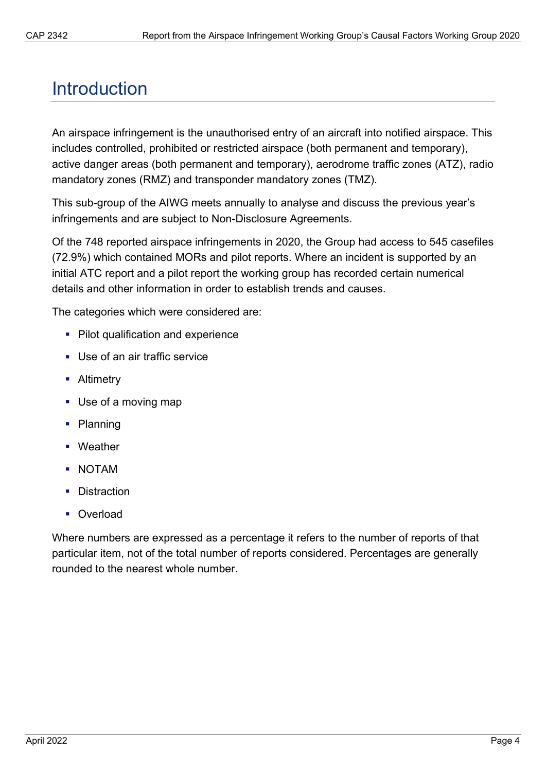# Introduction

An airspace infringement is the unauthorised entry of an aircraft into notified airspace. This includes controlled, prohibited or restricted airspace (both permanent and temporary), active danger areas (both permanent and temporary), aerodrome traffic zones (ATZ), radio mandatory zones (RMZ) and transponder mandatory zones (TMZ).

This sub-group of the AIWG meets annually to analyse and discuss the previous year's infringements and are subject to Non-Disclosure Agreements.

Of the 748 reported airspace infringements in 2020, the Group had access to 545 casefiles (72.9%) which contained MORs and pilot reports. Where an incident is supported by an initial ATC report and a pilot report the working group has recorded certain numerical details and other information in order to establish trends and causes.

The categories which were considered are:

- Pilot qualification and experience
- Use of an air traffic service
- Altimetry
- Use of a moving map
- Planning
- Weather
- NOTAM
- Distraction
- Overload

Where numbers are expressed as a percentage it refers to the number of reports of that particular item, not of the total number of reports considered. Percentages are generally rounded to the nearest whole number.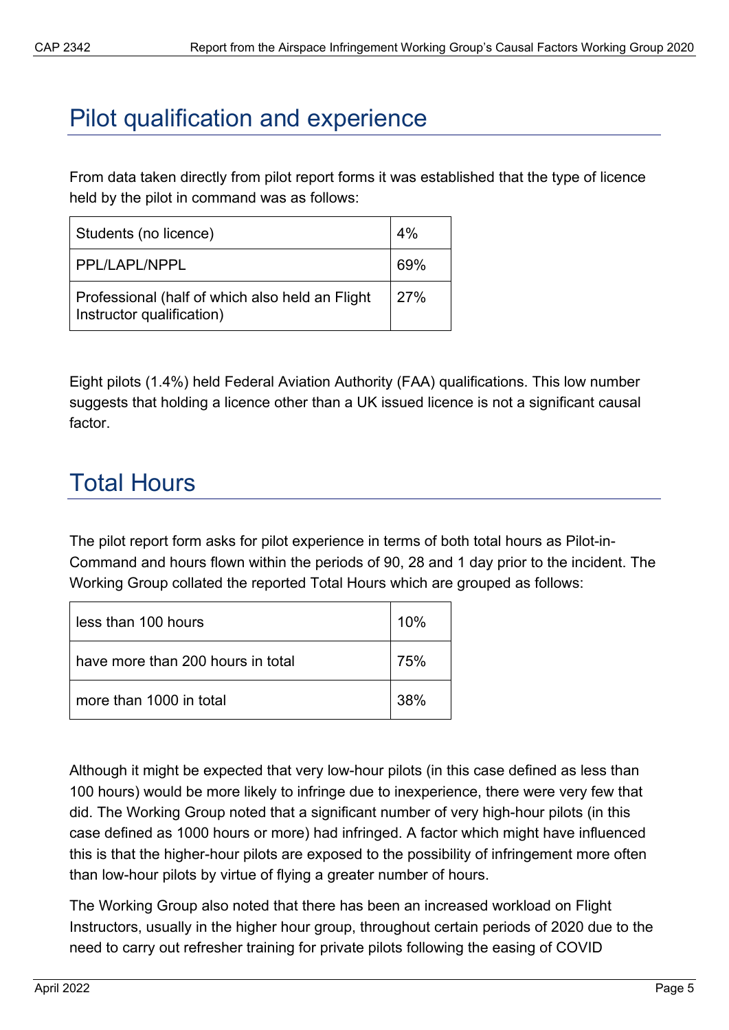## Pilot qualification and experience

From data taken directly from pilot report forms it was established that the type of licence held by the pilot in command was as follows:

| | |
|---|---|
| Students (no licence) | 4% |
| PPL/LAPL/NPPL | 69% |
| Professional (half of which also held an Flight Instructor qualification) | 27% |

Eight pilots (1.4%) held Federal Aviation Authority (FAA) qualifications. This low number suggests that holding a licence other than a UK issued licence is not a significant causal factor.

## Total Hours

The pilot report form asks for pilot experience in terms of both total hours as Pilot-in-Command and hours flown within the periods of 90, 28 and 1 day prior to the incident. The Working Group collated the reported Total Hours which are grouped as follows:

| | |
|---|---|
| less than 100 hours | 10% |
| have more than 200 hours in total | 75% |
| more than 1000 in total | 38% |

Although it might be expected that very low-hour pilots (in this case defined as less than 100 hours) would be more likely to infringe due to inexperience, there were very few that did. The Working Group noted that a significant number of very high-hour pilots (in this case defined as 1000 hours or more) had infringed. A factor which might have influenced this is that the higher-hour pilots are exposed to the possibility of infringement more often than low-hour pilots by virtue of flying a greater number of hours.

The Working Group also noted that there has been an increased workload on Flight Instructors, usually in the higher hour group, throughout certain periods of 2020 due to the need to carry out refresher training for private pilots following the easing of COVID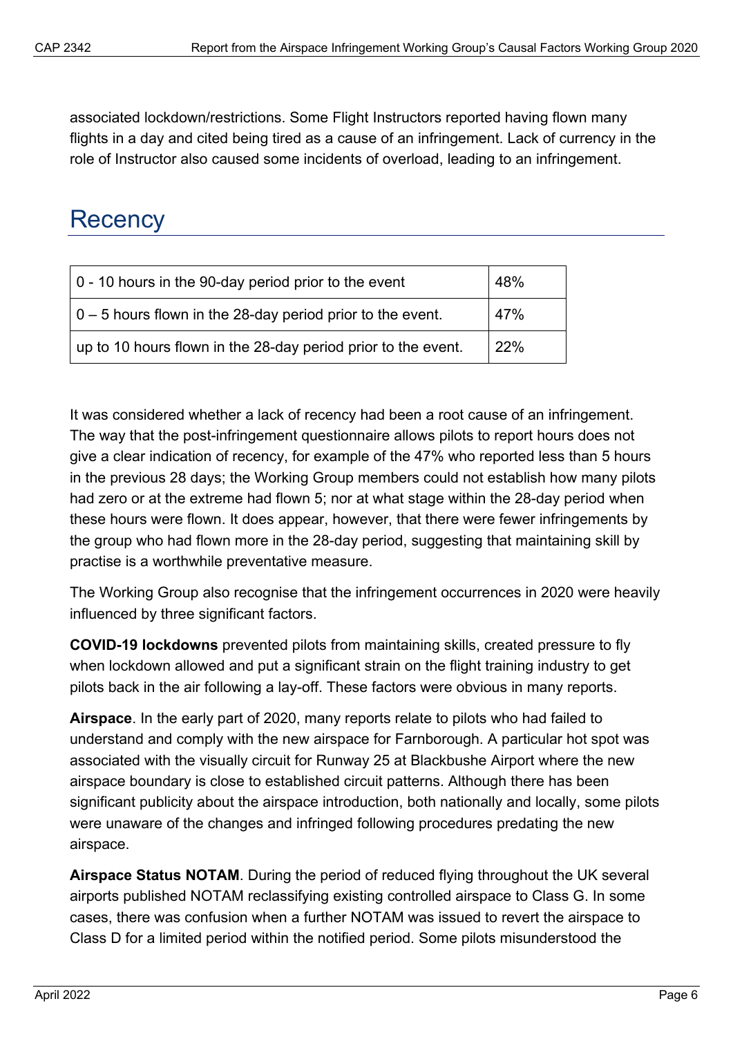associated lockdown/restrictions. Some Flight Instructors reported having flown many flights in a day and cited being tired as a cause of an infringement. Lack of currency in the role of Instructor also caused some incidents of overload, leading to an infringement.

# Recency

| | |
|---|---|
| 0 - 10 hours in the 90-day period prior to the event | 48% |
| 0 – 5 hours flown in the 28-day period prior to the event. | 47% |
| up to 10 hours flown in the 28-day period prior to the event. | 22% |

It was considered whether a lack of recency had been a root cause of an infringement. The way that the post-infringement questionnaire allows pilots to report hours does not give a clear indication of recency, for example of the 47% who reported less than 5 hours in the previous 28 days; the Working Group members could not establish how many pilots had zero or at the extreme had flown 5; nor at what stage within the 28-day period when these hours were flown. It does appear, however, that there were fewer infringements by the group who had flown more in the 28-day period, suggesting that maintaining skill by practise is a worthwhile preventative measure.

The Working Group also recognise that the infringement occurrences in 2020 were heavily influenced by three significant factors.

**COVID-19 lockdowns** prevented pilots from maintaining skills, created pressure to fly when lockdown allowed and put a significant strain on the flight training industry to get pilots back in the air following a lay-off. These factors were obvious in many reports.

**Airspace**. In the early part of 2020, many reports relate to pilots who had failed to understand and comply with the new airspace for Farnborough. A particular hot spot was associated with the visually circuit for Runway 25 at Blackbushe Airport where the new airspace boundary is close to established circuit patterns. Although there has been significant publicity about the airspace introduction, both nationally and locally, some pilots were unaware of the changes and infringed following procedures predating the new airspace.

**Airspace Status NOTAM**. During the period of reduced flying throughout the UK several airports published NOTAM reclassifying existing controlled airspace to Class G. In some cases, there was confusion when a further NOTAM was issued to revert the airspace to Class D for a limited period within the notified period. Some pilots misunderstood the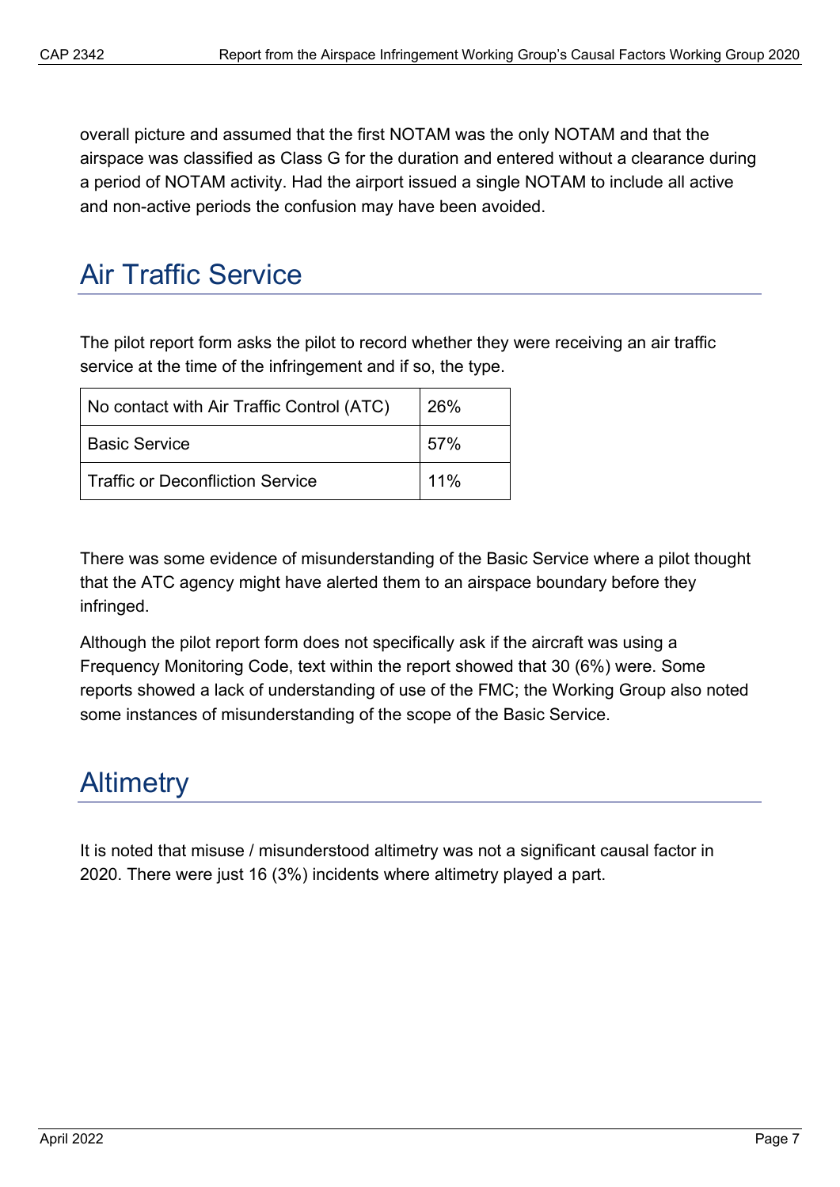overall picture and assumed that the first NOTAM was the only NOTAM and that the airspace was classified as Class G for the duration and entered without a clearance during a period of NOTAM activity. Had the airport issued a single NOTAM to include all active and non-active periods the confusion may have been avoided.

## Air Traffic Service

The pilot report form asks the pilot to record whether they were receiving an air traffic service at the time of the infringement and if so, the type.

| | |
|---|---|
| No contact with Air Traffic Control (ATC) | 26% |
| Basic Service | 57% |
| Traffic or Deconfliction Service | 11% |

There was some evidence of misunderstanding of the Basic Service where a pilot thought that the ATC agency might have alerted them to an airspace boundary before they infringed.

Although the pilot report form does not specifically ask if the aircraft was using a Frequency Monitoring Code, text within the report showed that 30 (6%) were. Some reports showed a lack of understanding of use of the FMC; the Working Group also noted some instances of misunderstanding of the scope of the Basic Service.

## Altimetry

It is noted that misuse / misunderstood altimetry was not a significant causal factor in 2020. There were just 16 (3%) incidents where altimetry played a part.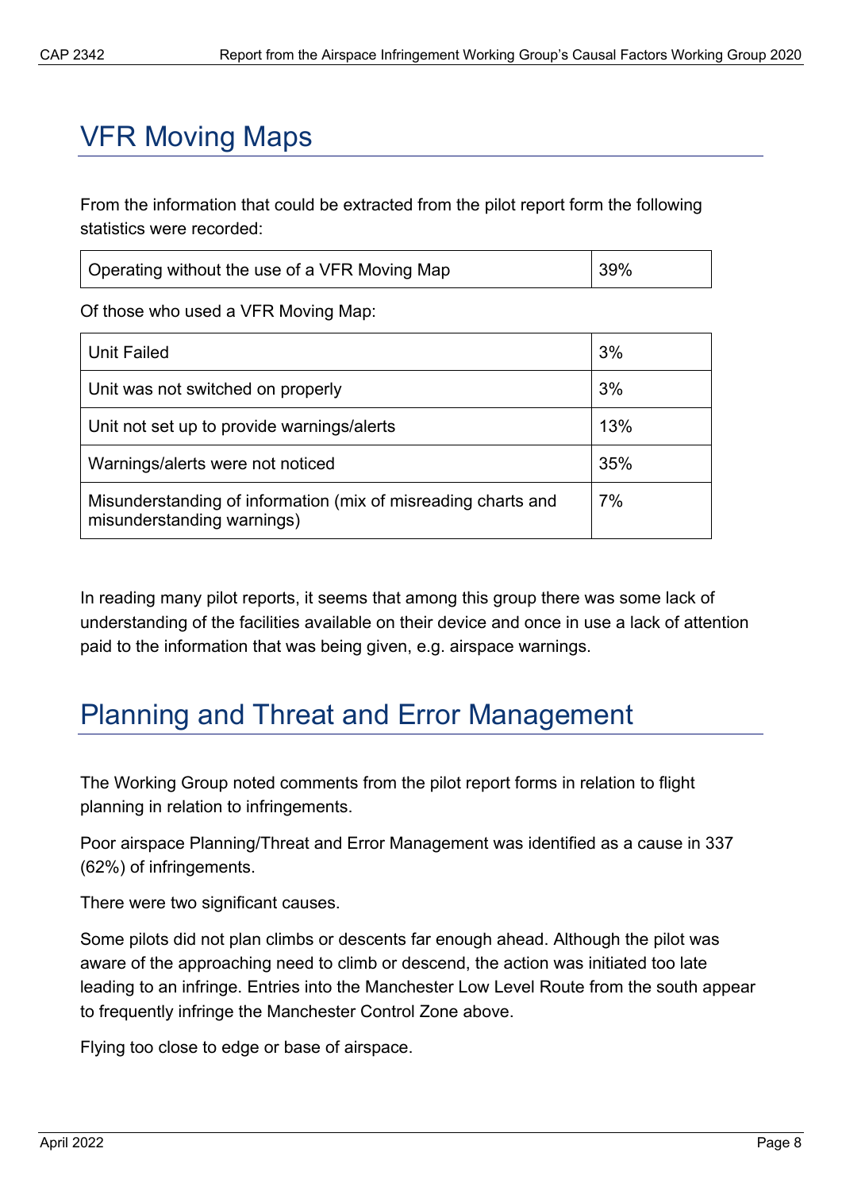## VFR Moving Maps

From the information that could be extracted from the pilot report form the following statistics were recorded:

| Operating without the use of a VFR Moving Map | 39% |
|---|---|

Of those who used a VFR Moving Map:

| Unit Failed | 3% |
|---|---|
| Unit was not switched on properly | 3% |
| Unit not set up to provide warnings/alerts | 13% |
| Warnings/alerts were not noticed | 35% |
| Misunderstanding of information (mix of misreading charts and misunderstanding warnings) | 7% |

In reading many pilot reports, it seems that among this group there was some lack of understanding of the facilities available on their device and once in use a lack of attention paid to the information that was being given, e.g. airspace warnings.

## Planning and Threat and Error Management

The Working Group noted comments from the pilot report forms in relation to flight planning in relation to infringements.

Poor airspace Planning/Threat and Error Management was identified as a cause in 337 (62%) of infringements.

There were two significant causes.

Some pilots did not plan climbs or descents far enough ahead. Although the pilot was aware of the approaching need to climb or descend, the action was initiated too late leading to an infringe. Entries into the Manchester Low Level Route from the south appear to frequently infringe the Manchester Control Zone above.

Flying too close to edge or base of airspace.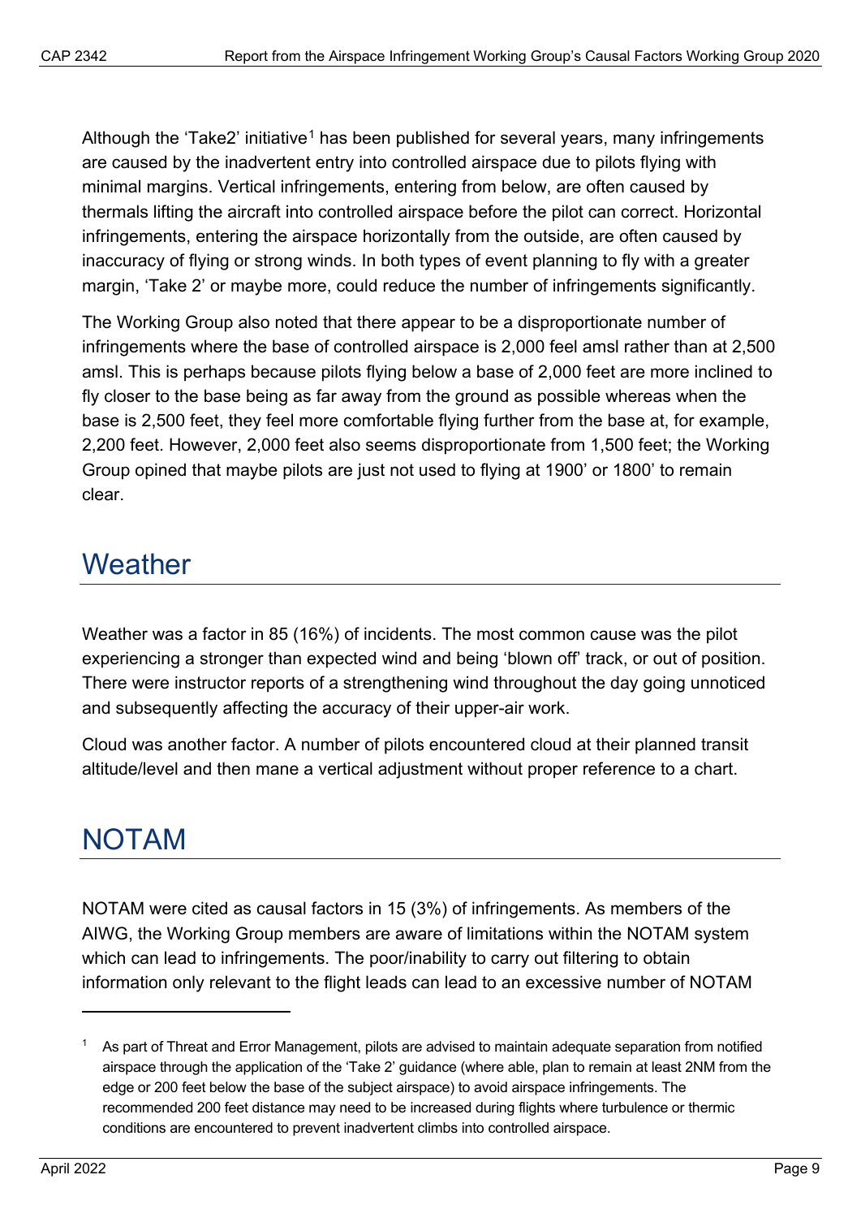Although the 'Take2' initiative[1] has been published for several years, many infringements are caused by the inadvertent entry into controlled airspace due to pilots flying with minimal margins. Vertical infringements, entering from below, are often caused by thermals lifting the aircraft into controlled airspace before the pilot can correct. Horizontal infringements, entering the airspace horizontally from the outside, are often caused by inaccuracy of flying or strong winds. In both types of event planning to fly with a greater margin, 'Take 2' or maybe more, could reduce the number of infringements significantly.

The Working Group also noted that there appear to be a disproportionate number of infringements where the base of controlled airspace is 2,000 feel amsl rather than at 2,500 amsl. This is perhaps because pilots flying below a base of 2,000 feet are more inclined to fly closer to the base being as far away from the ground as possible whereas when the base is 2,500 feet, they feel more comfortable flying further from the base at, for example, 2,200 feet. However, 2,000 feet also seems disproportionate from 1,500 feet; the Working Group opined that maybe pilots are just not used to flying at 1900' or 1800' to remain clear.

# Weather

Weather was a factor in 85 (16%) of incidents. The most common cause was the pilot experiencing a stronger than expected wind and being 'blown off' track, or out of position. There were instructor reports of a strengthening wind throughout the day going unnoticed and subsequently affecting the accuracy of their upper-air work.

Cloud was another factor. A number of pilots encountered cloud at their planned transit altitude/level and then mane a vertical adjustment without proper reference to a chart.

# NOTAM

NOTAM were cited as causal factors in 15 (3%) of infringements. As members of the AIWG, the Working Group members are aware of limitations within the NOTAM system which can lead to infringements. The poor/inability to carry out filtering to obtain information only relevant to the flight leads can lead to an excessive number of NOTAM

---

[1] As part of Threat and Error Management, pilots are advised to maintain adequate separation from notified airspace through the application of the 'Take 2' guidance (where able, plan to remain at least 2NM from the edge or 200 feet below the base of the subject airspace) to avoid airspace infringements. The recommended 200 feet distance may need to be increased during flights where turbulence or thermic conditions are encountered to prevent inadvertent climbs into controlled airspace.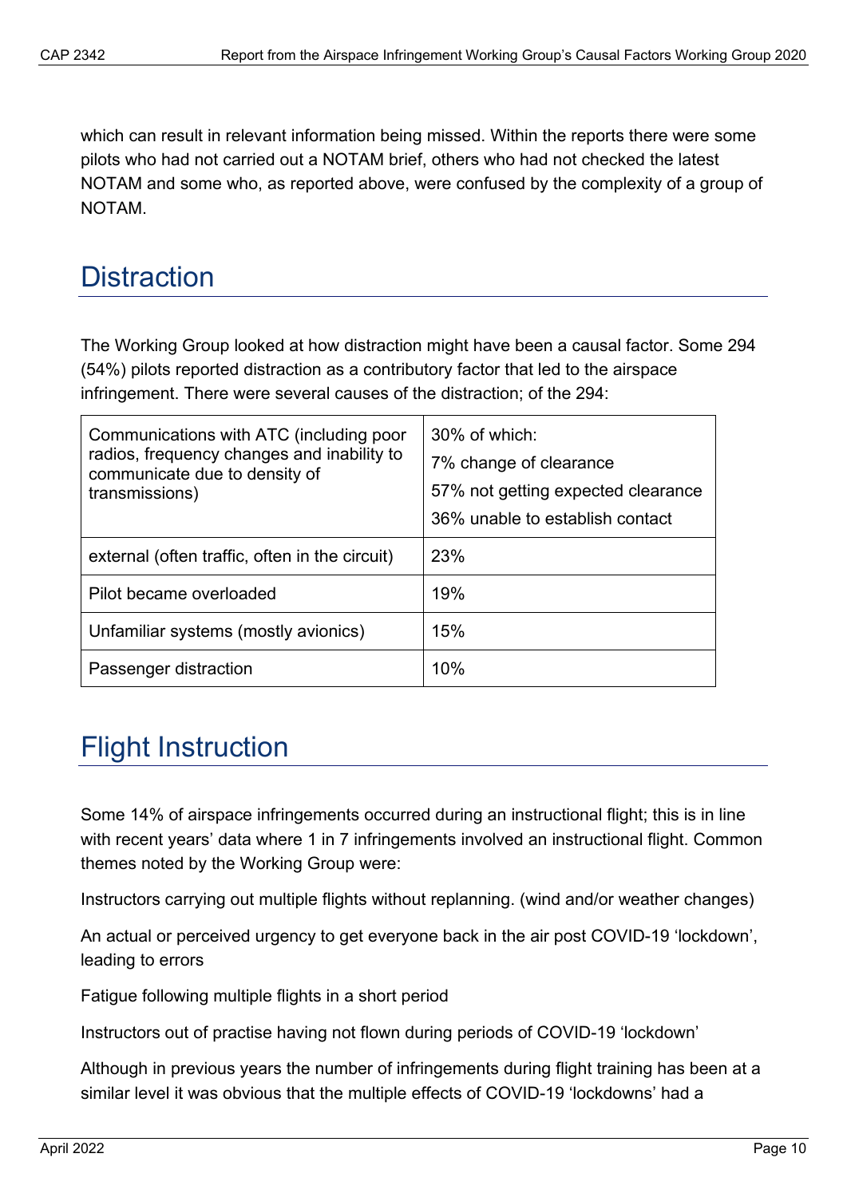which can result in relevant information being missed. Within the reports there were some pilots who had not carried out a NOTAM brief, others who had not checked the latest NOTAM and some who, as reported above, were confused by the complexity of a group of NOTAM.

## Distraction

The Working Group looked at how distraction might have been a causal factor. Some 294 (54%) pilots reported distraction as a contributory factor that led to the airspace infringement. There were several causes of the distraction; of the 294:

| | |
|---|---|
| Communications with ATC (including poor radios, frequency changes and inability to communicate due to density of transmissions) | 30% of which:<br>7% change of clearance<br>57% not getting expected clearance<br>36% unable to establish contact |
| external (often traffic, often in the circuit) | 23% |
| Pilot became overloaded | 19% |
| Unfamiliar systems (mostly avionics) | 15% |
| Passenger distraction | 10% |

## Flight Instruction

Some 14% of airspace infringements occurred during an instructional flight; this is in line with recent years' data where 1 in 7 infringements involved an instructional flight. Common themes noted by the Working Group were:

Instructors carrying out multiple flights without replanning. (wind and/or weather changes)

An actual or perceived urgency to get everyone back in the air post COVID-19 'lockdown', leading to errors

Fatigue following multiple flights in a short period

Instructors out of practise having not flown during periods of COVID-19 'lockdown'

Although in previous years the number of infringements during flight training has been at a similar level it was obvious that the multiple effects of COVID-19 'lockdowns' had a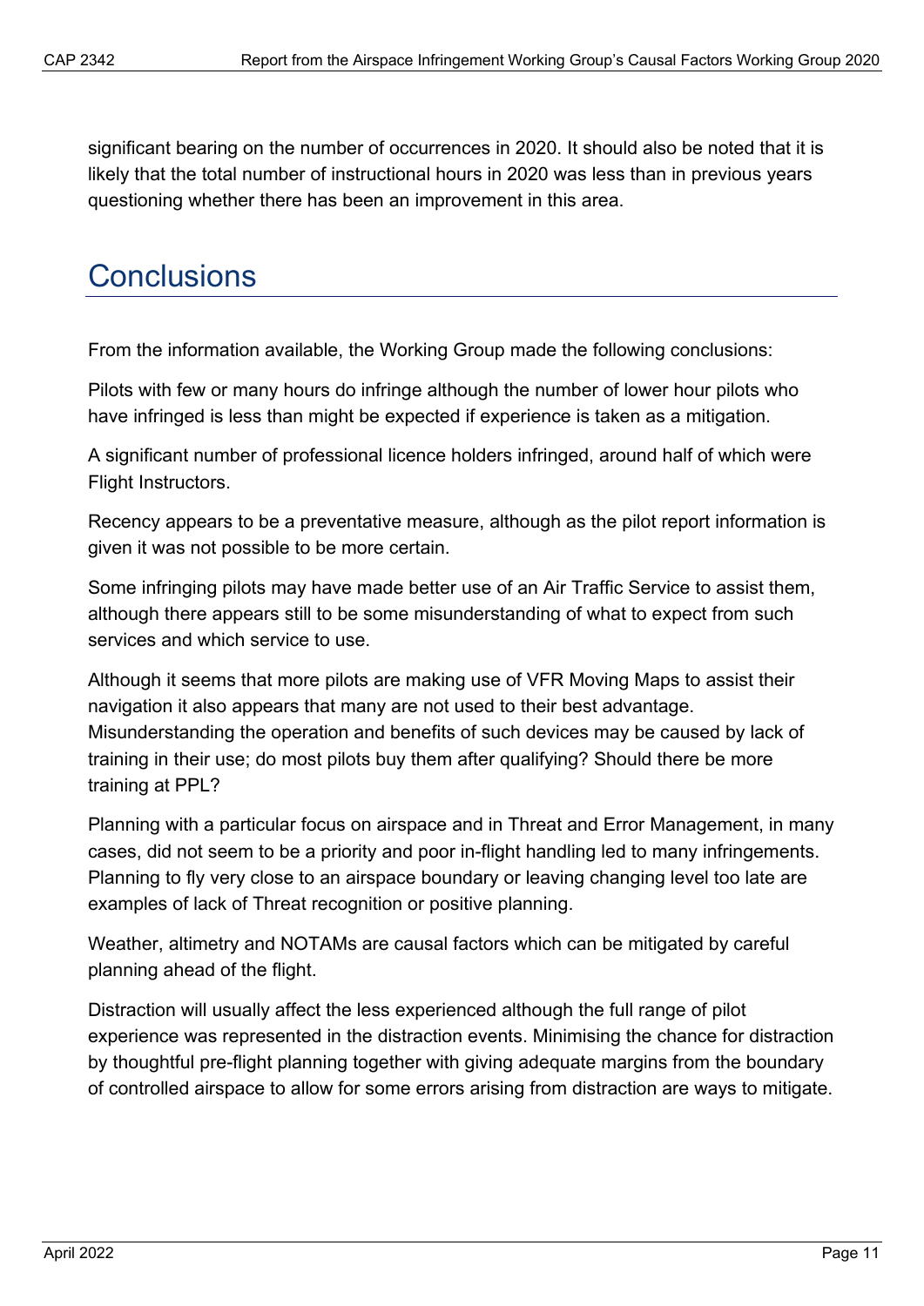significant bearing on the number of occurrences in 2020. It should also be noted that it is likely that the total number of instructional hours in 2020 was less than in previous years questioning whether there has been an improvement in this area.

# Conclusions

From the information available, the Working Group made the following conclusions:

Pilots with few or many hours do infringe although the number of lower hour pilots who have infringed is less than might be expected if experience is taken as a mitigation.

A significant number of professional licence holders infringed, around half of which were Flight Instructors.

Recency appears to be a preventative measure, although as the pilot report information is given it was not possible to be more certain.

Some infringing pilots may have made better use of an Air Traffic Service to assist them, although there appears still to be some misunderstanding of what to expect from such services and which service to use.

Although it seems that more pilots are making use of VFR Moving Maps to assist their navigation it also appears that many are not used to their best advantage. Misunderstanding the operation and benefits of such devices may be caused by lack of training in their use; do most pilots buy them after qualifying? Should there be more training at PPL?

Planning with a particular focus on airspace and in Threat and Error Management, in many cases, did not seem to be a priority and poor in-flight handling led to many infringements. Planning to fly very close to an airspace boundary or leaving changing level too late are examples of lack of Threat recognition or positive planning.

Weather, altimetry and NOTAMs are causal factors which can be mitigated by careful planning ahead of the flight.

Distraction will usually affect the less experienced although the full range of pilot experience was represented in the distraction events. Minimising the chance for distraction by thoughtful pre-flight planning together with giving adequate margins from the boundary of controlled airspace to allow for some errors arising from distraction are ways to mitigate.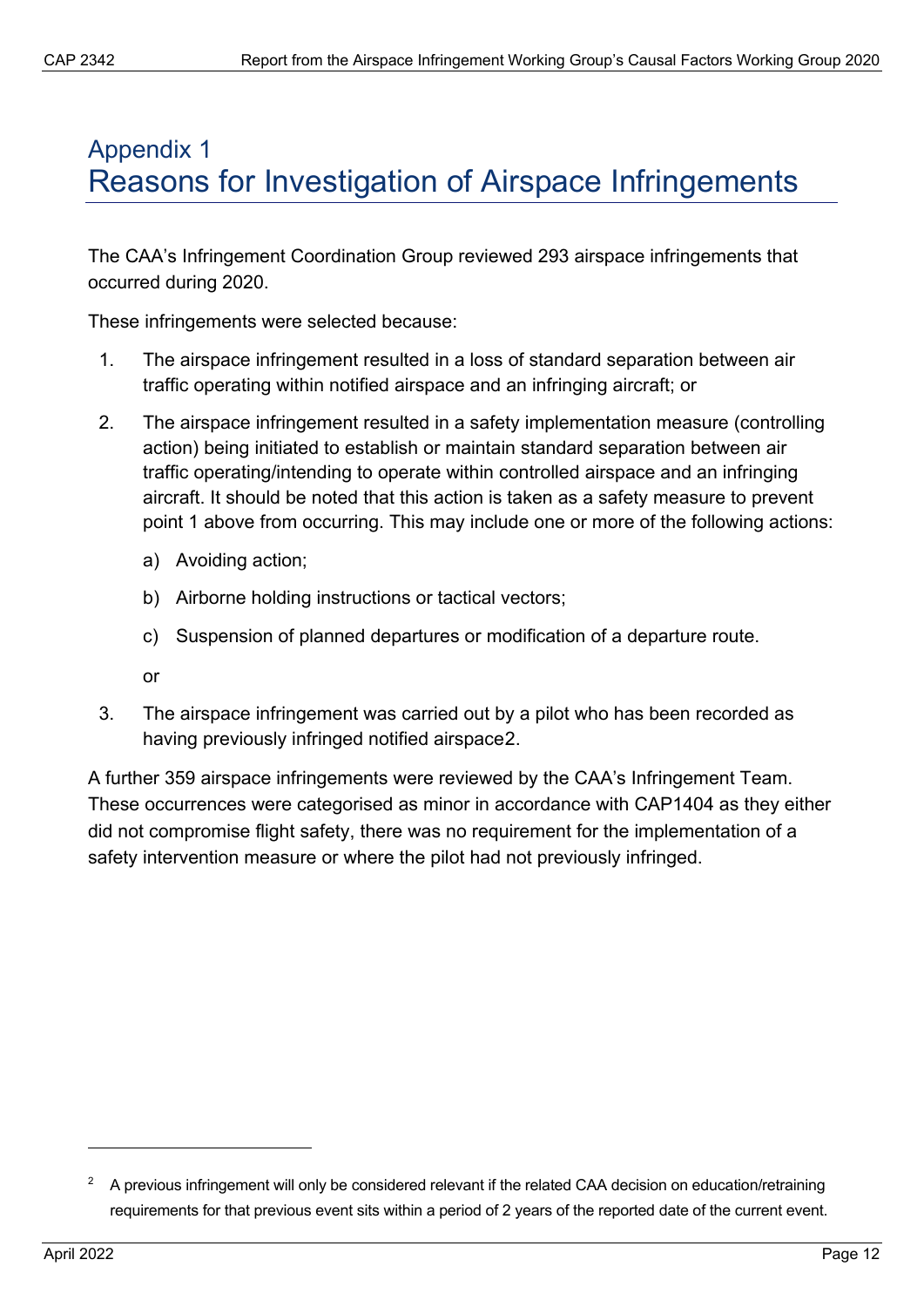# Appendix 1
# Reasons for Investigation of Airspace Infringements

The CAA's Infringement Coordination Group reviewed 293 airspace infringements that occurred during 2020.

These infringements were selected because:

1. The airspace infringement resulted in a loss of standard separation between air traffic operating within notified airspace and an infringing aircraft; or
2. The airspace infringement resulted in a safety implementation measure (controlling action) being initiated to establish or maintain standard separation between air traffic operating/intending to operate within controlled airspace and an infringing aircraft. It should be noted that this action is taken as a safety measure to prevent point 1 above from occurring. This may include one or more of the following actions:
   a) Avoiding action;
   b) Airborne holding instructions or tactical vectors;
   c) Suspension of planned departures or modification of a departure route.

   or
3. The airspace infringement was carried out by a pilot who has been recorded as having previously infringed notified airspace[2].

A further 359 airspace infringements were reviewed by the CAA's Infringement Team. These occurrences were categorised as minor in accordance with CAP1404 as they either did not compromise flight safety, there was no requirement for the implementation of a safety intervention measure or where the pilot had not previously infringed.

[2] A previous infringement will only be considered relevant if the related CAA decision on education/retraining requirements for that previous event sits within a period of 2 years of the reported date of the current event.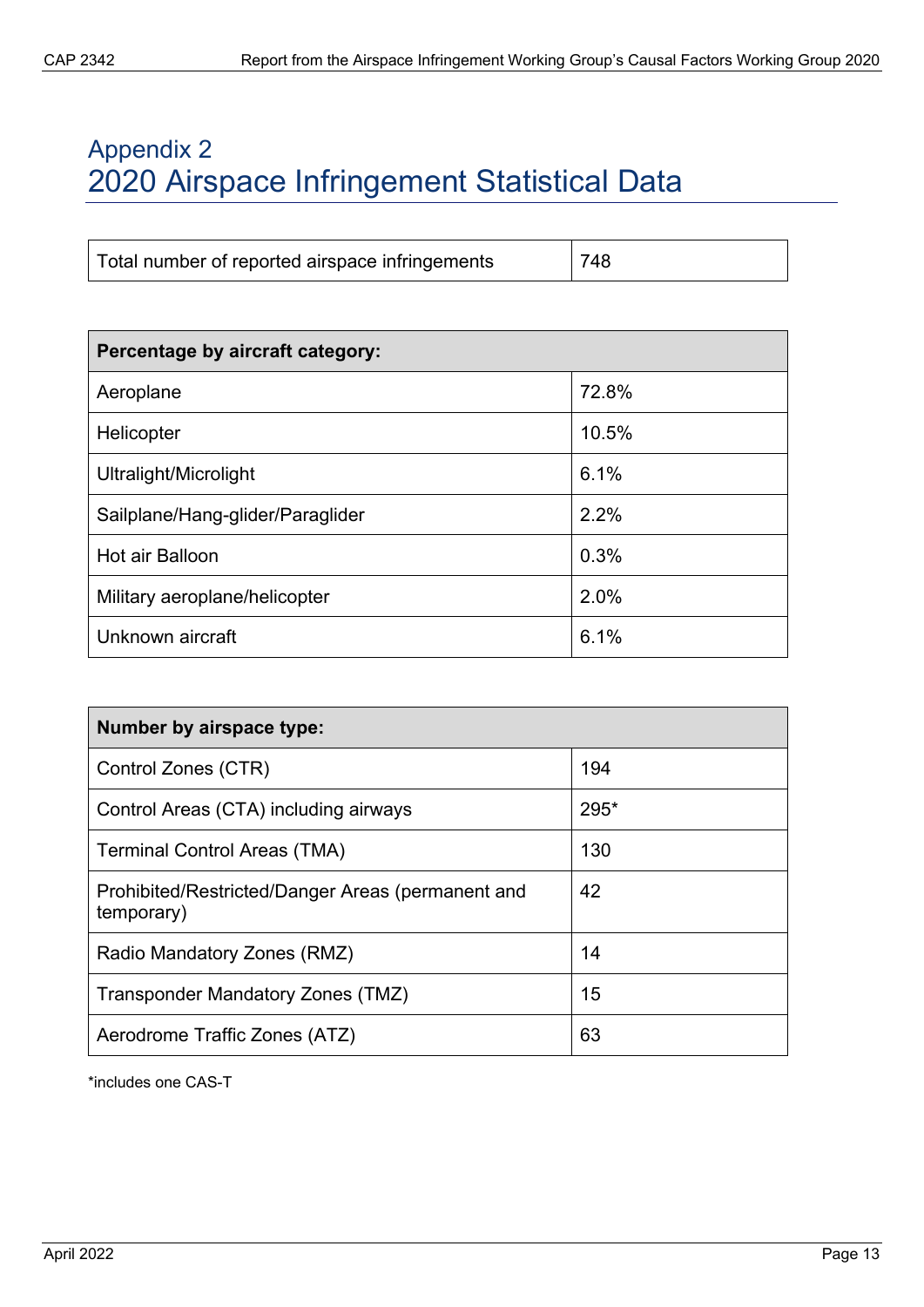# Appendix 2
# 2020 Airspace Infringement Statistical Data

| Total number of reported airspace infringements | 748 |
|---|---|

| Percentage by aircraft category: | |
|---|---|
| Aeroplane | 72.8% |
| Helicopter | 10.5% |
| Ultralight/Microlight | 6.1% |
| Sailplane/Hang-glider/Paraglider | 2.2% |
| Hot air Balloon | 0.3% |
| Military aeroplane/helicopter | 2.0% |
| Unknown aircraft | 6.1% |

| Number by airspace type: | |
|---|---|
| Control Zones (CTR) | 194 |
| Control Areas (CTA) including airways | 295* |
| Terminal Control Areas (TMA) | 130 |
| Prohibited/Restricted/Danger Areas (permanent and temporary) | 42 |
| Radio Mandatory Zones (RMZ) | 14 |
| Transponder Mandatory Zones (TMZ) | 15 |
| Aerodrome Traffic Zones (ATZ) | 63 |

*includes one CAS-T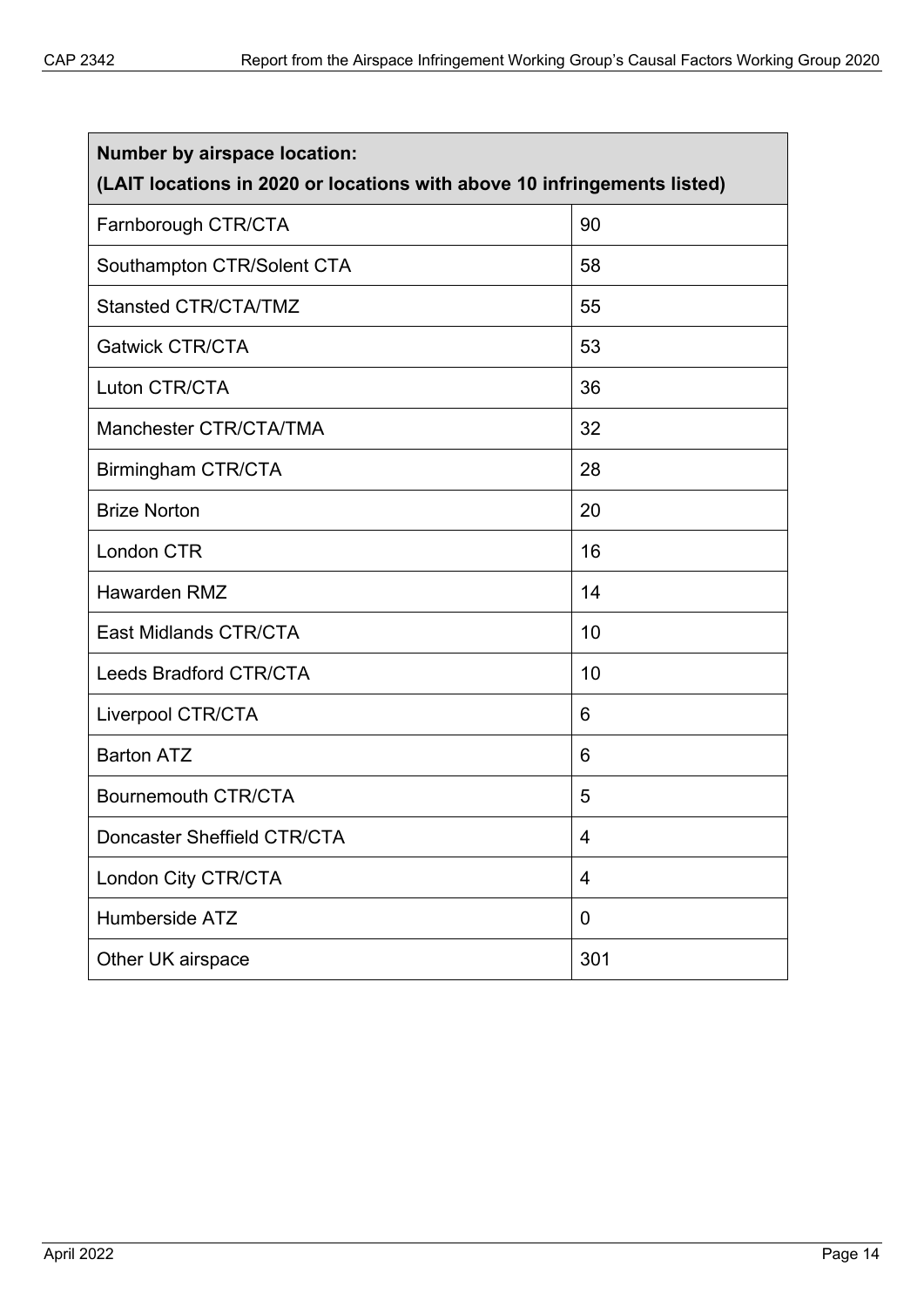| **Number by airspace location:**<br>**(LAIT locations in 2020 or locations with above 10 infringements listed)** | |
|---|---|
| Farnborough CTR/CTA | 90 |
| Southampton CTR/Solent CTA | 58 |
| Stansted CTR/CTA/TMZ | 55 |
| Gatwick CTR/CTA | 53 |
| Luton CTR/CTA | 36 |
| Manchester CTR/CTA/TMA | 32 |
| Birmingham CTR/CTA | 28 |
| Brize Norton | 20 |
| London CTR | 16 |
| Hawarden RMZ | 14 |
| East Midlands CTR/CTA | 10 |
| Leeds Bradford CTR/CTA | 10 |
| Liverpool CTR/CTA | 6 |
| Barton ATZ | 6 |
| Bournemouth CTR/CTA | 5 |
| Doncaster Sheffield CTR/CTA | 4 |
| London City CTR/CTA | 4 |
| Humberside ATZ | 0 |
| Other UK airspace | 301 |